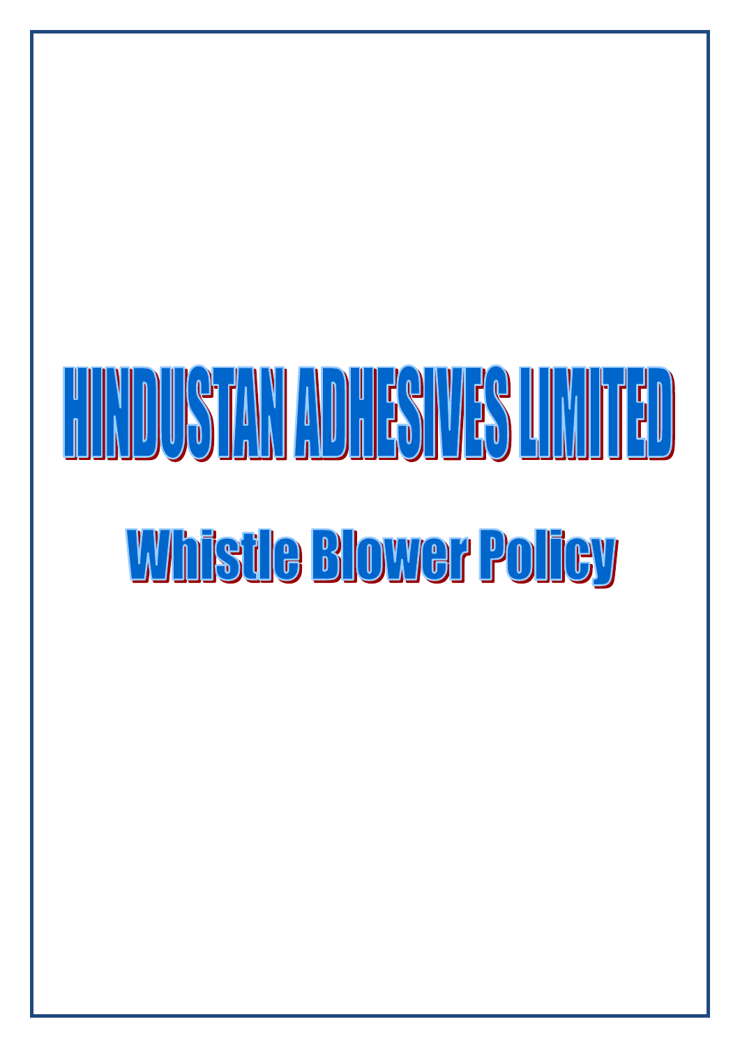# HINDUSTAN ADHESIVES LIMITED

## Whistle Blower Policy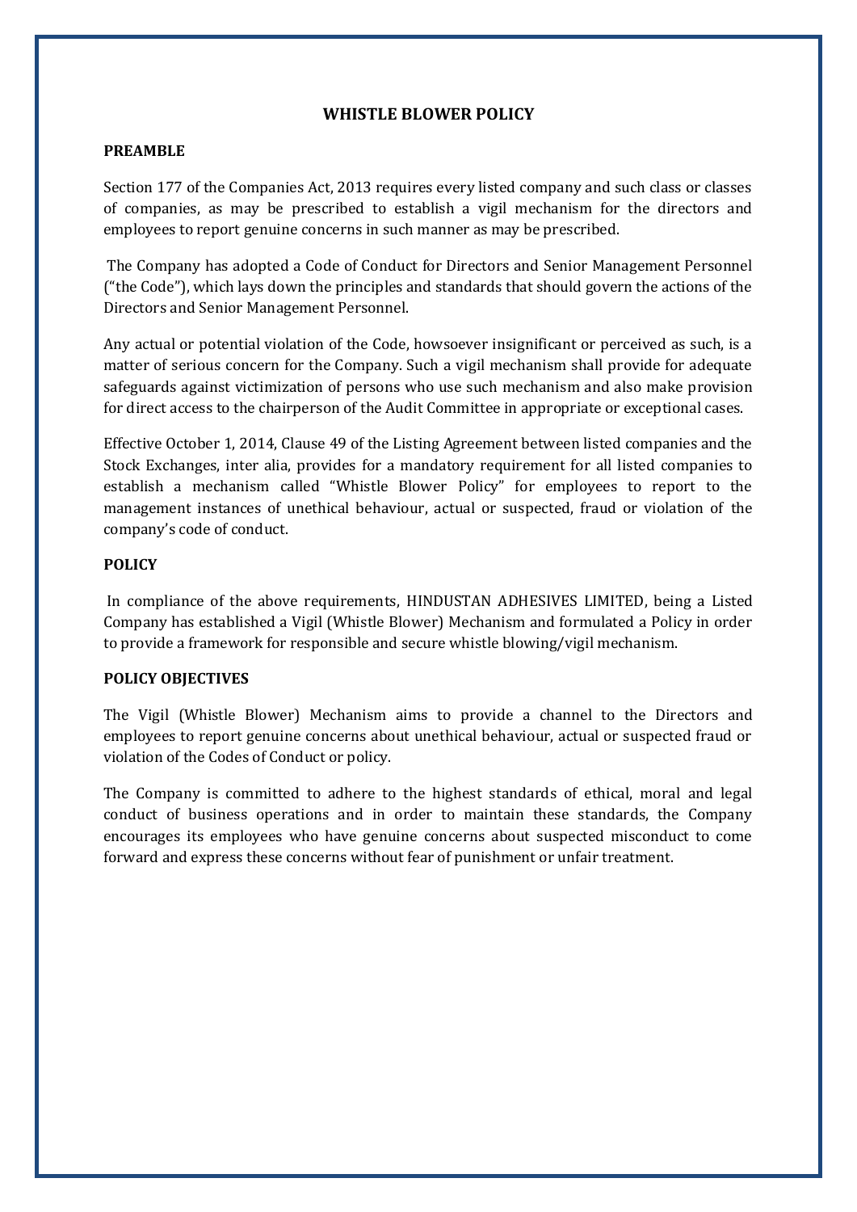## WHISTLE BLOWER POLICY

### PREAMBLE

Section 177 of the Companies Act, 2013 requires every listed company and such class or classes of companies, as may be prescribed to establish a vigil mechanism for the directors and employees to report genuine concerns in such manner as may be prescribed.

The Company has adopted a Code of Conduct for Directors and Senior Management Personnel ("the Code"), which lays down the principles and standards that should govern the actions of the Directors and Senior Management Personnel.

Any actual or potential violation of the Code, howsoever insignificant or perceived as such, is a matter of serious concern for the Company. Such a vigil mechanism shall provide for adequate safeguards against victimization of persons who use such mechanism and also make provision for direct access to the chairperson of the Audit Committee in appropriate or exceptional cases.

Effective October 1, 2014, Clause 49 of the Listing Agreement between listed companies and the Stock Exchanges, inter alia, provides for a mandatory requirement for all listed companies to establish a mechanism called "Whistle Blower Policy" for employees to report to the management instances of unethical behaviour, actual or suspected, fraud or violation of the company's code of conduct.

### POLICY

In compliance of the above requirements, HINDUSTAN ADHESIVES LIMITED, being a Listed Company has established a Vigil (Whistle Blower) Mechanism and formulated a Policy in order to provide a framework for responsible and secure whistle blowing/vigil mechanism.

### POLICY OBJECTIVES

The Vigil (Whistle Blower) Mechanism aims to provide a channel to the Directors and employees to report genuine concerns about unethical behaviour, actual or suspected fraud or violation of the Codes of Conduct or policy.

The Company is committed to adhere to the highest standards of ethical, moral and legal conduct of business operations and in order to maintain these standards, the Company encourages its employees who have genuine concerns about suspected misconduct to come forward and express these concerns without fear of punishment or unfair treatment.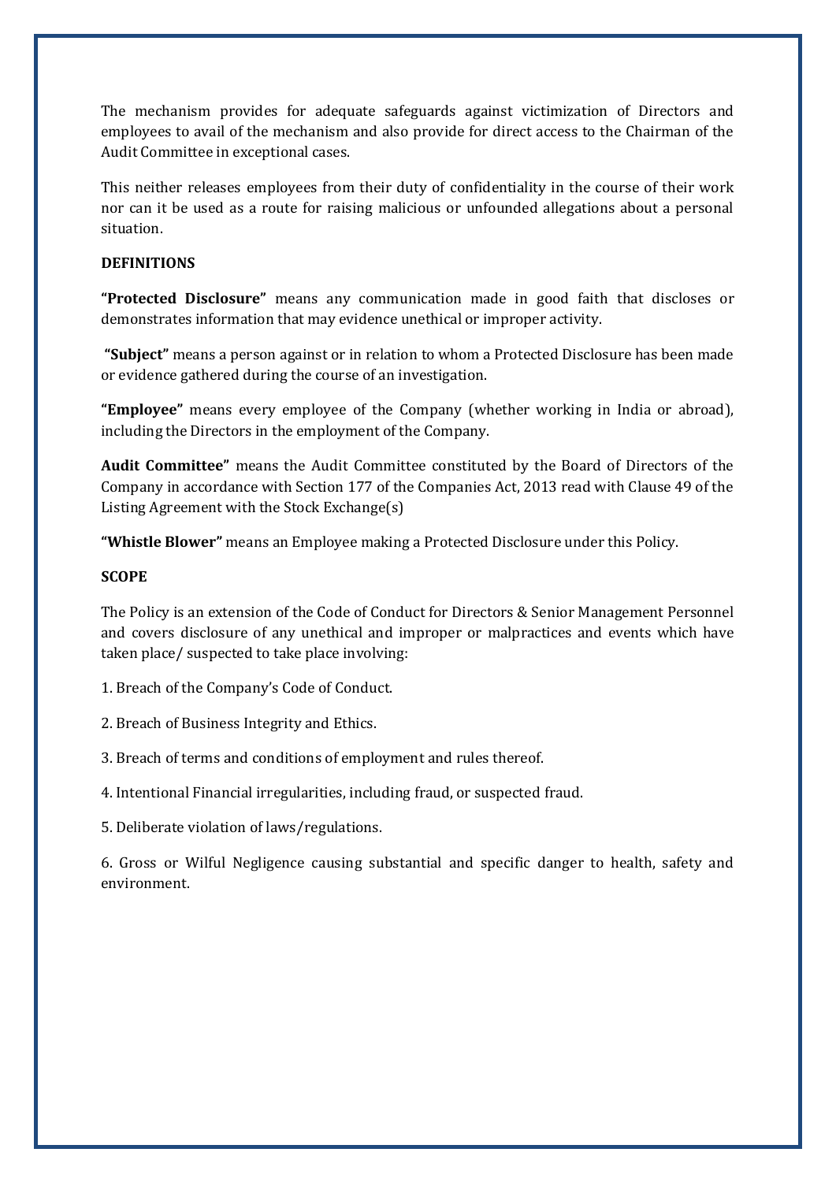The mechanism provides for adequate safeguards against victimization of Directors and employees to avail of the mechanism and also provide for direct access to the Chairman of the Audit Committee in exceptional cases.

This neither releases employees from their duty of confidentiality in the course of their work nor can it be used as a route for raising malicious or unfounded allegations about a personal situation.

**DEFINITIONS**

**"Protected Disclosure"** means any communication made in good faith that discloses or demonstrates information that may evidence unethical or improper activity.

**"Subject"** means a person against or in relation to whom a Protected Disclosure has been made or evidence gathered during the course of an investigation.

**"Employee"** means every employee of the Company (whether working in India or abroad), including the Directors in the employment of the Company.

**Audit Committee"** means the Audit Committee constituted by the Board of Directors of the Company in accordance with Section 177 of the Companies Act, 2013 read with Clause 49 of the Listing Agreement with the Stock Exchange(s)

**"Whistle Blower"** means an Employee making a Protected Disclosure under this Policy.

**SCOPE**

The Policy is an extension of the Code of Conduct for Directors & Senior Management Personnel and covers disclosure of any unethical and improper or malpractices and events which have taken place/ suspected to take place involving:

1. Breach of the Company's Code of Conduct.

2. Breach of Business Integrity and Ethics.

3. Breach of terms and conditions of employment and rules thereof.

4. Intentional Financial irregularities, including fraud, or suspected fraud.

5. Deliberate violation of laws/regulations.

6. Gross or Wilful Negligence causing substantial and specific danger to health, safety and environment.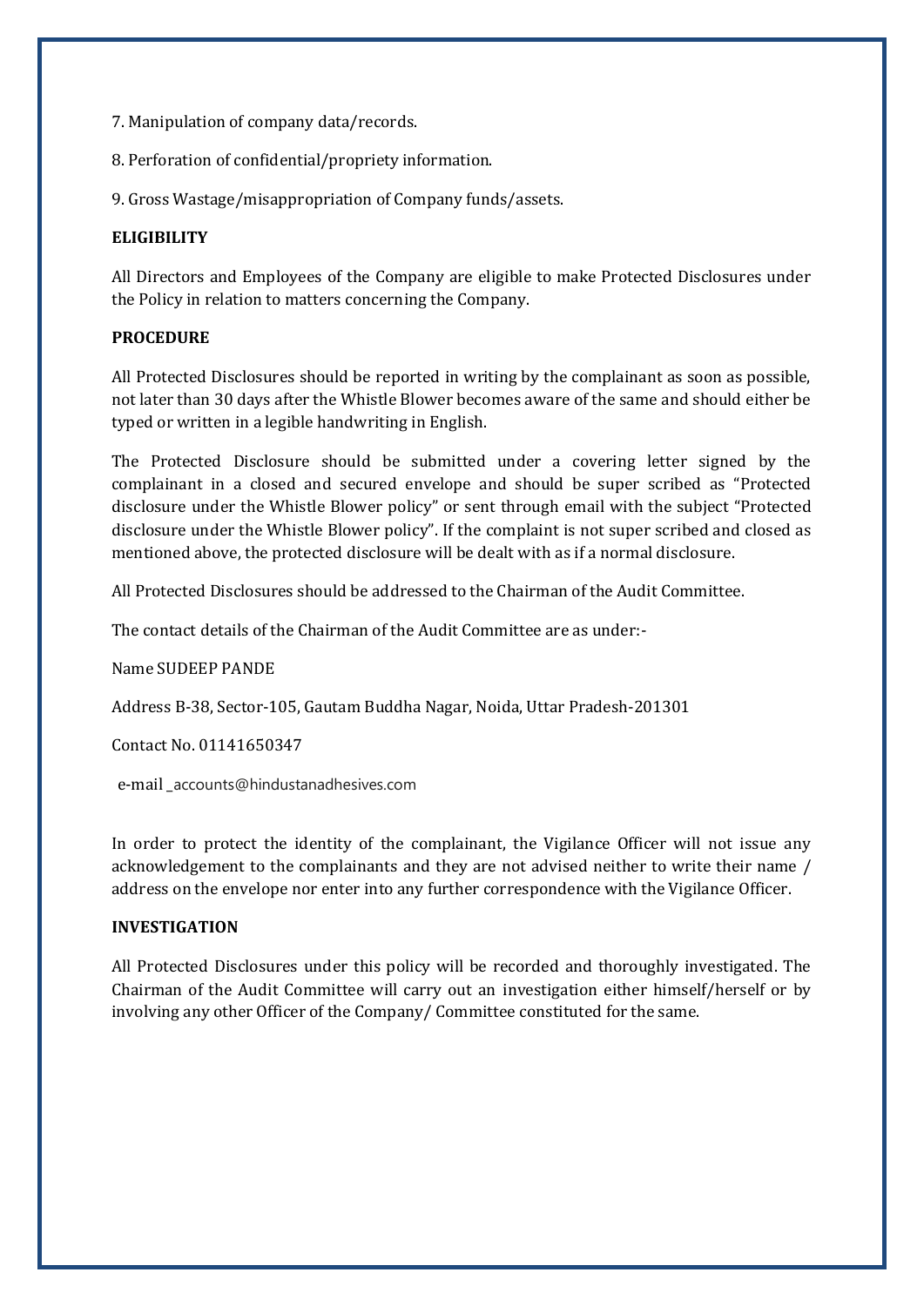7. Manipulation of company data/records.

8. Perforation of confidential/propriety information.

9. Gross Wastage/misappropriation of Company funds/assets.

**ELIGIBILITY**

All Directors and Employees of the Company are eligible to make Protected Disclosures under the Policy in relation to matters concerning the Company.

**PROCEDURE**

All Protected Disclosures should be reported in writing by the complainant as soon as possible, not later than 30 days after the Whistle Blower becomes aware of the same and should either be typed or written in a legible handwriting in English.

The Protected Disclosure should be submitted under a covering letter signed by the complainant in a closed and secured envelope and should be super scribed as "Protected disclosure under the Whistle Blower policy" or sent through email with the subject "Protected disclosure under the Whistle Blower policy". If the complaint is not super scribed and closed as mentioned above, the protected disclosure will be dealt with as if a normal disclosure.

All Protected Disclosures should be addressed to the Chairman of the Audit Committee.

The contact details of the Chairman of the Audit Committee are as under:-

Name SUDEEP PANDE

Address B-38, Sector-105, Gautam Buddha Nagar, Noida, Uttar Pradesh-201301

Contact No. 01141650347

e-mail _accounts@hindustanadhesives.com

In order to protect the identity of the complainant, the Vigilance Officer will not issue any acknowledgement to the complainants and they are not advised neither to write their name / address on the envelope nor enter into any further correspondence with the Vigilance Officer.

**INVESTIGATION**

All Protected Disclosures under this policy will be recorded and thoroughly investigated. The Chairman of the Audit Committee will carry out an investigation either himself/herself or by involving any other Officer of the Company/ Committee constituted for the same.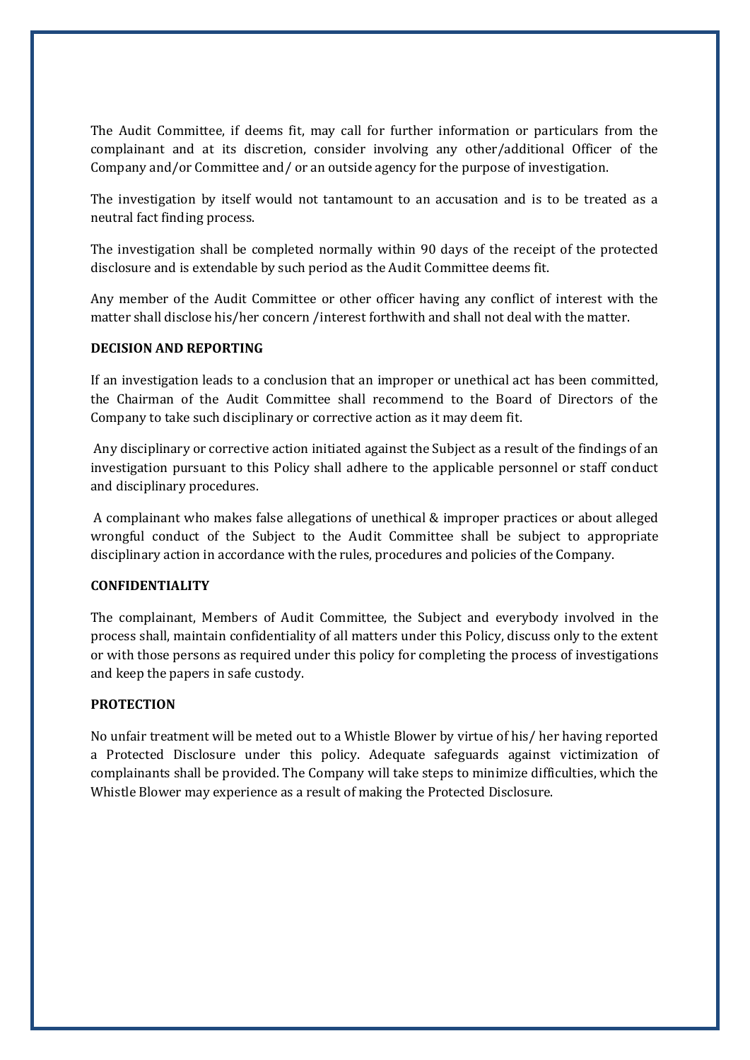The Audit Committee, if deems fit, may call for further information or particulars from the complainant and at its discretion, consider involving any other/additional Officer of the Company and/or Committee and/ or an outside agency for the purpose of investigation.

The investigation by itself would not tantamount to an accusation and is to be treated as a neutral fact finding process.

The investigation shall be completed normally within 90 days of the receipt of the protected disclosure and is extendable by such period as the Audit Committee deems fit.

Any member of the Audit Committee or other officer having any conflict of interest with the matter shall disclose his/her concern /interest forthwith and shall not deal with the matter.

**DECISION AND REPORTING**

If an investigation leads to a conclusion that an improper or unethical act has been committed, the Chairman of the Audit Committee shall recommend to the Board of Directors of the Company to take such disciplinary or corrective action as it may deem fit.

Any disciplinary or corrective action initiated against the Subject as a result of the findings of an investigation pursuant to this Policy shall adhere to the applicable personnel or staff conduct and disciplinary procedures.

A complainant who makes false allegations of unethical & improper practices or about alleged wrongful conduct of the Subject to the Audit Committee shall be subject to appropriate disciplinary action in accordance with the rules, procedures and policies of the Company.

**CONFIDENTIALITY**

The complainant, Members of Audit Committee, the Subject and everybody involved in the process shall, maintain confidentiality of all matters under this Policy, discuss only to the extent or with those persons as required under this policy for completing the process of investigations and keep the papers in safe custody.

**PROTECTION**

No unfair treatment will be meted out to a Whistle Blower by virtue of his/ her having reported a Protected Disclosure under this policy. Adequate safeguards against victimization of complainants shall be provided. The Company will take steps to minimize difficulties, which the Whistle Blower may experience as a result of making the Protected Disclosure.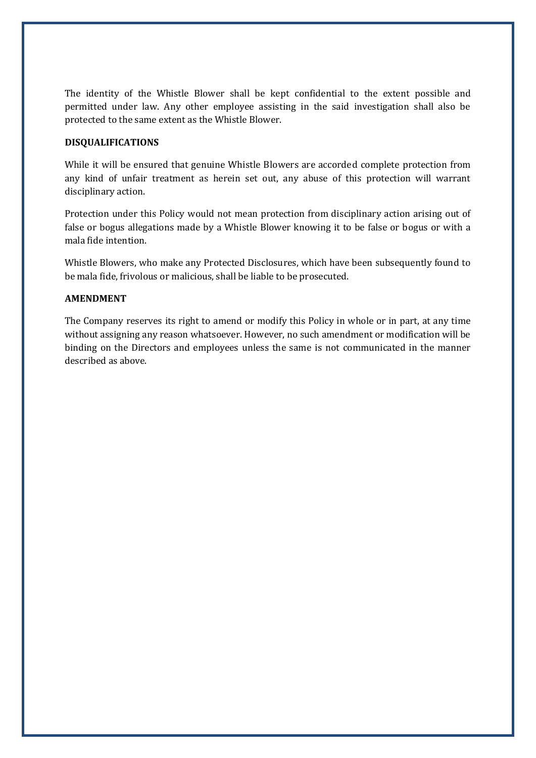The identity of the Whistle Blower shall be kept confidential to the extent possible and permitted under law. Any other employee assisting in the said investigation shall also be protected to the same extent as the Whistle Blower.

**DISQUALIFICATIONS**

While it will be ensured that genuine Whistle Blowers are accorded complete protection from any kind of unfair treatment as herein set out, any abuse of this protection will warrant disciplinary action.

Protection under this Policy would not mean protection from disciplinary action arising out of false or bogus allegations made by a Whistle Blower knowing it to be false or bogus or with a mala fide intention.

Whistle Blowers, who make any Protected Disclosures, which have been subsequently found to be mala fide, frivolous or malicious, shall be liable to be prosecuted.

**AMENDMENT**

The Company reserves its right to amend or modify this Policy in whole or in part, at any time without assigning any reason whatsoever. However, no such amendment or modification will be binding on the Directors and employees unless the same is not communicated in the manner described as above.